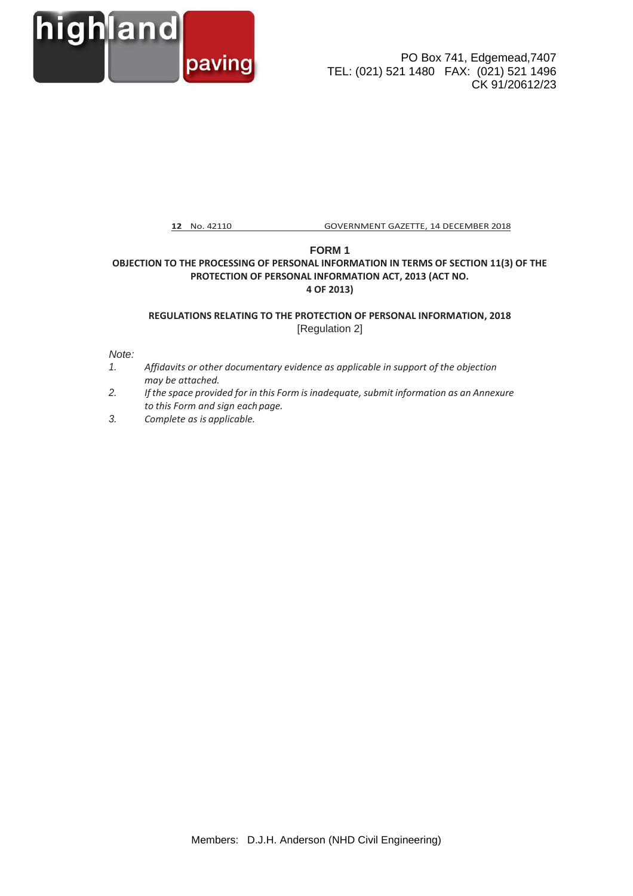highland paving

PO Box 741, Edgemead,7407
TEL: (021) 521 1480 FAX: (021) 521 1496
CK 91/20612/23

**12** No. 42110 GOVERNMENT GAZETTE, 14 DECEMBER 2018

## FORM 1

**OBJECTION TO THE PROCESSING OF PERSONAL INFORMATION IN TERMS OF SECTION 11(3) OF THE PROTECTION OF PERSONAL INFORMATION ACT, 2013 (ACT NO. 4 OF 2013)**

**REGULATIONS RELATING TO THE PROTECTION OF PERSONAL INFORMATION, 2018**
[Regulation 2]

*Note:*

1. *Affidavits or other documentary evidence as applicable in support of the objection may be attached.*
2. *If the space provided for in this Form is inadequate, submit information as an Annexure to this Form and sign each page.*
3. *Complete as is applicable.*

Members: D.J.H. Anderson (NHD Civil Engineering)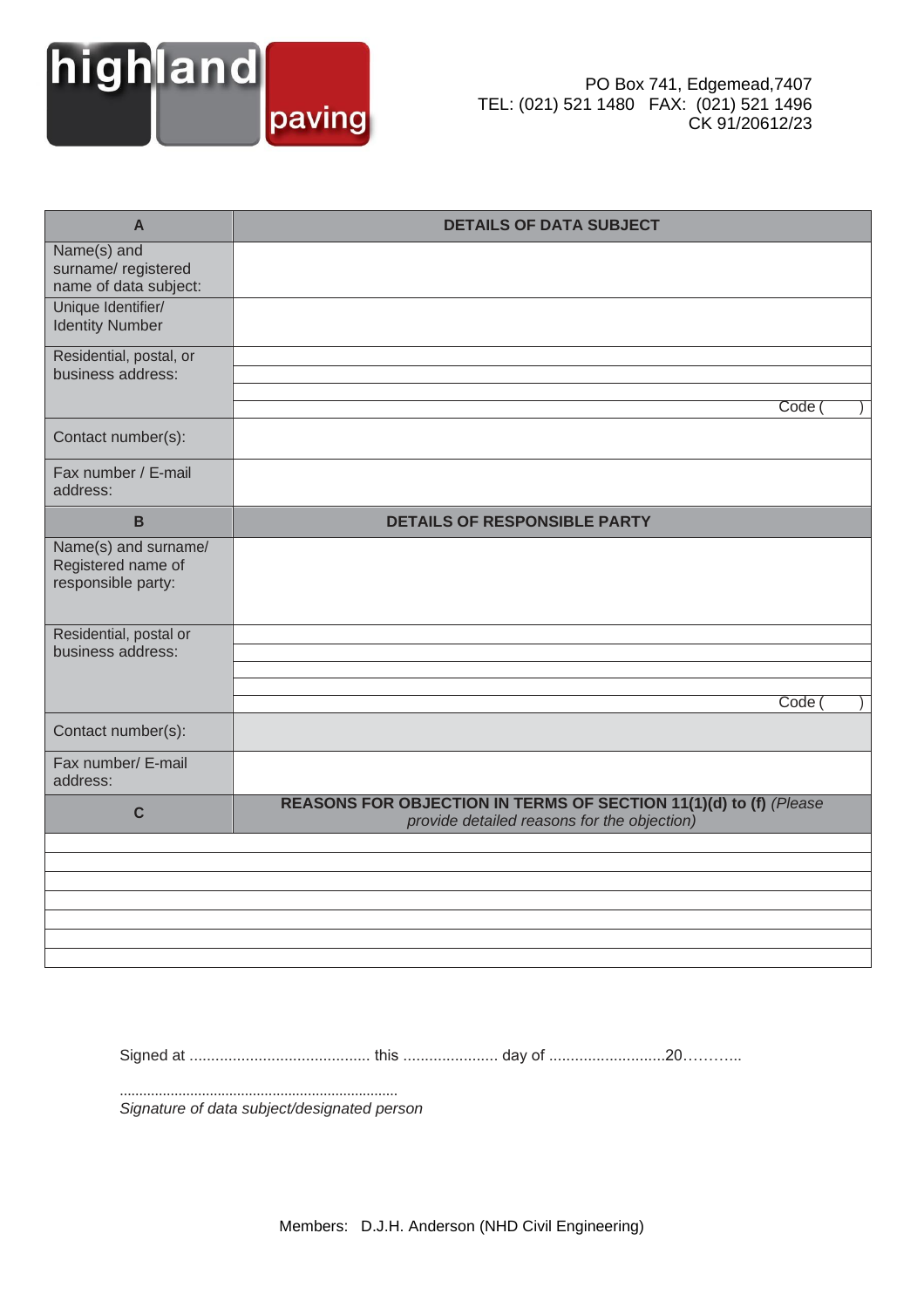**highland paving**

PO Box 741, Edgemead,7407
TEL: (021) 521 1480 FAX: (021) 521 1496
CK 91/20612/23

| A | DETAILS OF DATA SUBJECT |
|---|---|
| Name(s) and surname/ registered name of data subject: | |
| Unique Identifier/ Identity Number | |
| Residential, postal, or business address: | Code ( ) |
| Contact number(s): | |
| Fax number / E-mail address: | |
| **B** | **DETAILS OF RESPONSIBLE PARTY** |
| Name(s) and surname/ Registered name of responsible party: | |
| Residential, postal or business address: | Code ( ) |
| Contact number(s): | |
| Fax number/ E-mail address: | |
| **C** | **REASONS FOR OBJECTION IN TERMS OF SECTION 11(1)(d) to (f)** *(Please provide detailed reasons for the objection)* |
| | |
| | |
| | |
| | |
| | |
| | |
| | |

Signed at .......................................... this ...................... day of ...........................20………..

.......................................................................
*Signature of data subject/designated person*

Members: D.J.H. Anderson (NHD Civil Engineering)